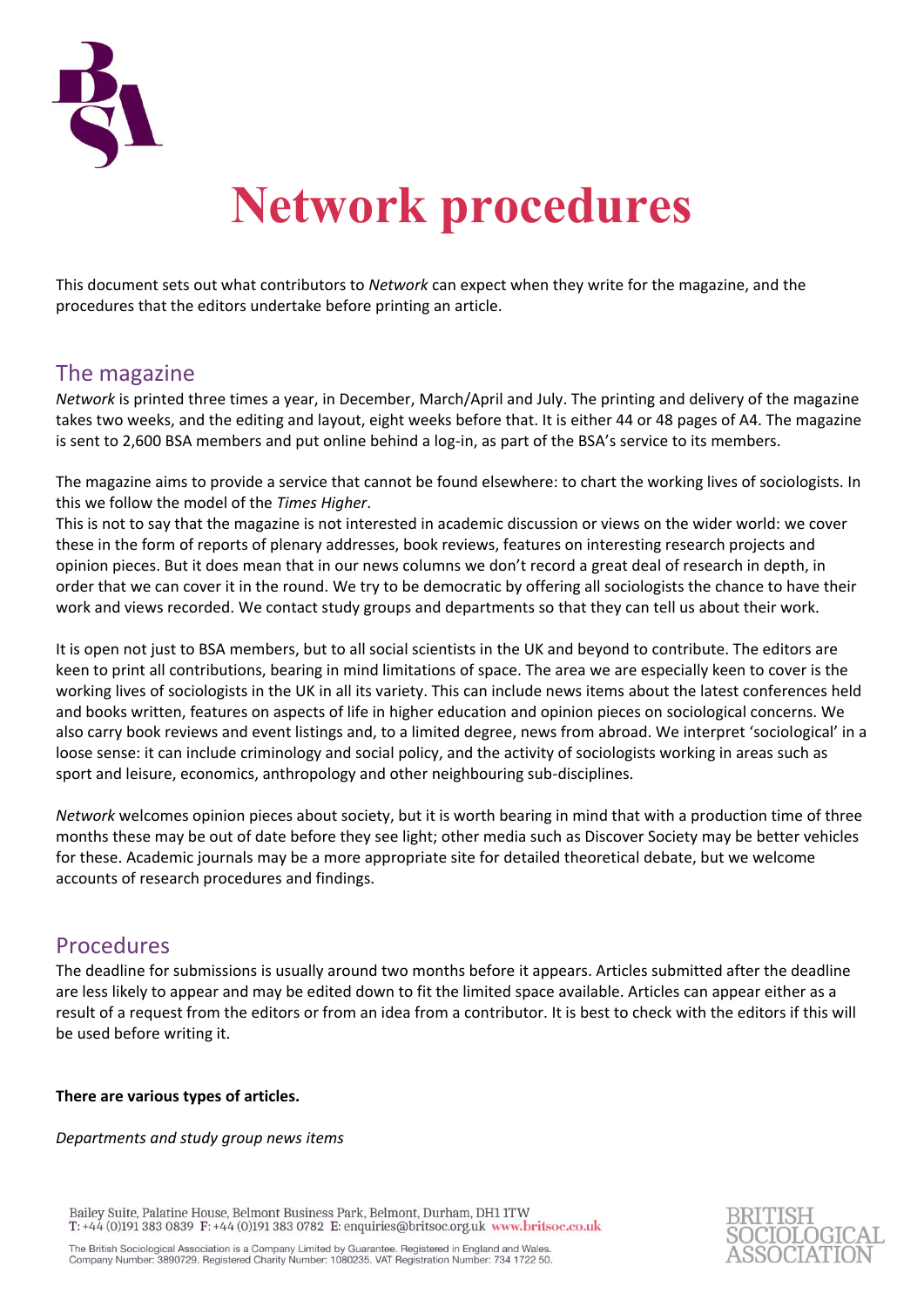# Network procedures

This document sets out what contributors to *Network* can expect when they write for the magazine, and the procedures that the editors undertake before printing an article.

## The magazine

*Network* is printed three times a year, in December, March/April and July. The printing and delivery of the magazine takes two weeks, and the editing and layout, eight weeks before that. It is either 44 or 48 pages of A4. The magazine is sent to 2,600 BSA members and put online behind a log-in, as part of the BSA's service to its members.

The magazine aims to provide a service that cannot be found elsewhere: to chart the working lives of sociologists. In this we follow the model of the *Times Higher*.

This is not to say that the magazine is not interested in academic discussion or views on the wider world: we cover these in the form of reports of plenary addresses, book reviews, features on interesting research projects and opinion pieces. But it does mean that in our news columns we don't record a great deal of research in depth, in order that we can cover it in the round. We try to be democratic by offering all sociologists the chance to have their work and views recorded. We contact study groups and departments so that they can tell us about their work.

It is open not just to BSA members, but to all social scientists in the UK and beyond to contribute. The editors are keen to print all contributions, bearing in mind limitations of space. The area we are especially keen to cover is the working lives of sociologists in the UK in all its variety. This can include news items about the latest conferences held and books written, features on aspects of life in higher education and opinion pieces on sociological concerns. We also carry book reviews and event listings and, to a limited degree, news from abroad. We interpret 'sociological' in a loose sense: it can include criminology and social policy, and the activity of sociologists working in areas such as sport and leisure, economics, anthropology and other neighbouring sub-disciplines.

*Network* welcomes opinion pieces about society, but it is worth bearing in mind that with a production time of three months these may be out of date before they see light; other media such as Discover Society may be better vehicles for these. Academic journals may be a more appropriate site for detailed theoretical debate, but we welcome accounts of research procedures and findings.

## Procedures

The deadline for submissions is usually around two months before it appears. Articles submitted after the deadline are less likely to appear and may be edited down to fit the limited space available. Articles can appear either as a result of a request from the editors or from an idea from a contributor. It is best to check with the editors if this will be used before writing it.

**There are various types of articles.**

*Departments and study group news items*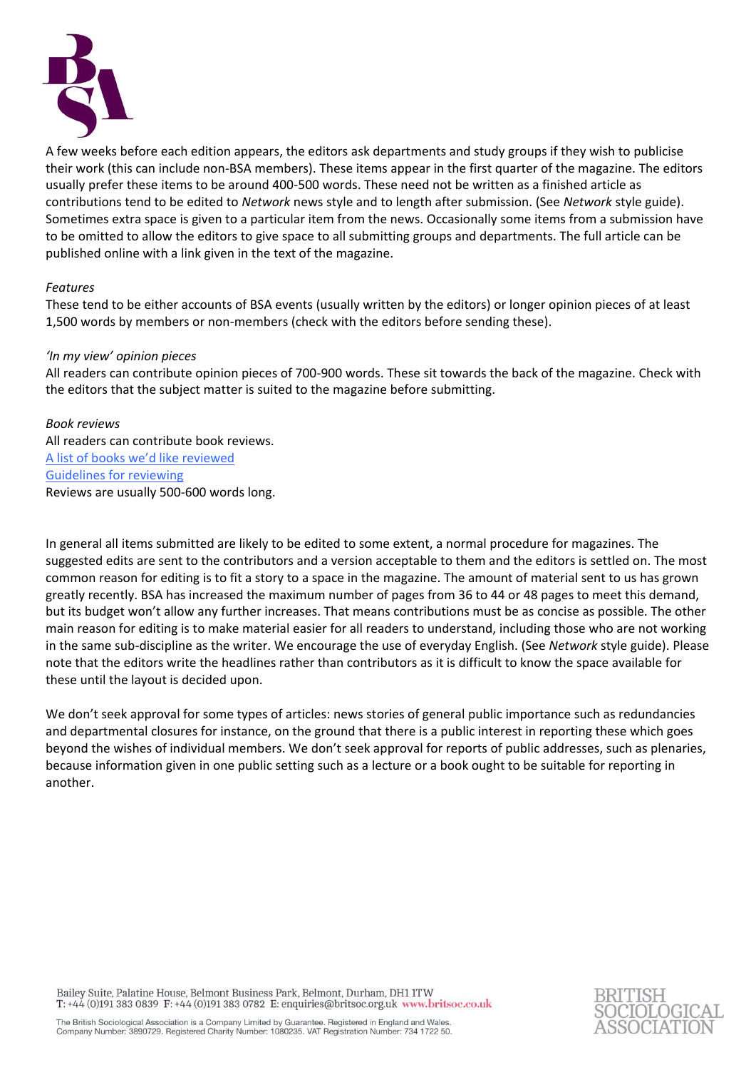A few weeks before each edition appears, the editors ask departments and study groups if they wish to publicise their work (this can include non-BSA members). These items appear in the first quarter of the magazine. The editors usually prefer these items to be around 400-500 words. These need not be written as a finished article as contributions tend to be edited to *Network* news style and to length after submission. (See *Network* style guide). Sometimes extra space is given to a particular item from the news. Occasionally some items from a submission have to be omitted to allow the editors to give space to all submitting groups and departments. The full article can be published online with a link given in the text of the magazine.

*Features*

These tend to be either accounts of BSA events (usually written by the editors) or longer opinion pieces of at least 1,500 words by members or non-members (check with the editors before sending these).

*'In my view' opinion pieces*

All readers can contribute opinion pieces of 700-900 words. These sit towards the back of the magazine. Check with the editors that the subject matter is suited to the magazine before submitting.

*Book reviews*

All readers can contribute book reviews.
A list of books we'd like reviewed
Guidelines for reviewing
Reviews are usually 500-600 words long.

In general all items submitted are likely to be edited to some extent, a normal procedure for magazines. The suggested edits are sent to the contributors and a version acceptable to them and the editors is settled on. The most common reason for editing is to fit a story to a space in the magazine. The amount of material sent to us has grown greatly recently. BSA has increased the maximum number of pages from 36 to 44 or 48 pages to meet this demand, but its budget won't allow any further increases. That means contributions must be as concise as possible. The other main reason for editing is to make material easier for all readers to understand, including those who are not working in the same sub-discipline as the writer. We encourage the use of everyday English. (See *Network* style guide). Please note that the editors write the headlines rather than contributors as it is difficult to know the space available for these until the layout is decided upon.

We don't seek approval for some types of articles: news stories of general public importance such as redundancies and departmental closures for instance, on the ground that there is a public interest in reporting these which goes beyond the wishes of individual members. We don't seek approval for reports of public addresses, such as plenaries, because information given in one public setting such as a lecture or a book ought to be suitable for reporting in another.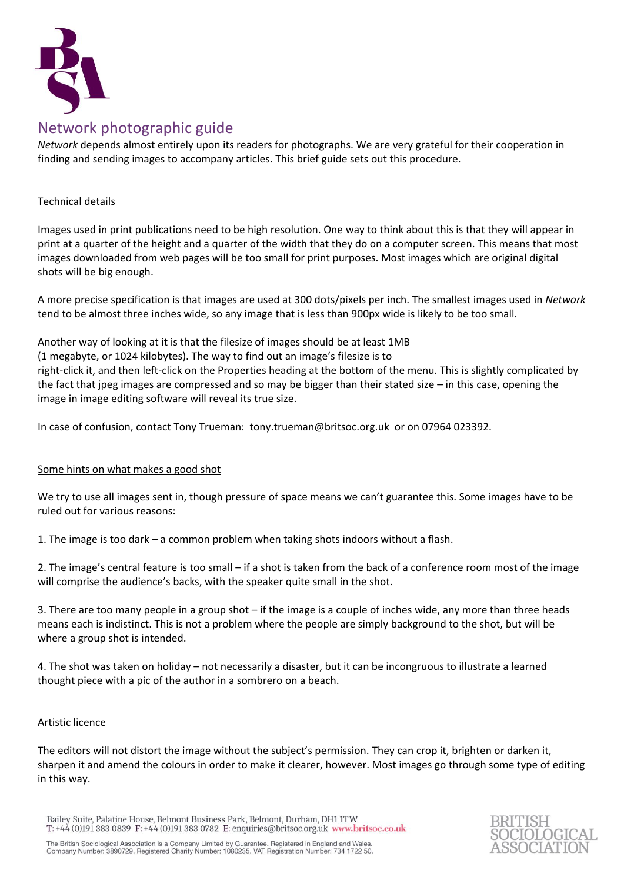# Network photographic guide

*Network* depends almost entirely upon its readers for photographs. We are very grateful for their cooperation in finding and sending images to accompany articles. This brief guide sets out this procedure.

## Technical details

Images used in print publications need to be high resolution. One way to think about this is that they will appear in print at a quarter of the height and a quarter of the width that they do on a computer screen. This means that most images downloaded from web pages will be too small for print purposes. Most images which are original digital shots will be big enough.

A more precise specification is that images are used at 300 dots/pixels per inch. The smallest images used in *Network* tend to be almost three inches wide, so any image that is less than 900px wide is likely to be too small.

Another way of looking at it is that the filesize of images should be at least 1MB (1 megabyte, or 1024 kilobytes). The way to find out an image's filesize is to right-click it, and then left-click on the Properties heading at the bottom of the menu. This is slightly complicated by the fact that jpeg images are compressed and so may be bigger than their stated size – in this case, opening the image in image editing software will reveal its true size.

In case of confusion, contact Tony Trueman: tony.trueman@britsoc.org.uk or on 07964 023392.

## Some hints on what makes a good shot

We try to use all images sent in, though pressure of space means we can't guarantee this. Some images have to be ruled out for various reasons:

1. The image is too dark – a common problem when taking shots indoors without a flash.

2. The image's central feature is too small – if a shot is taken from the back of a conference room most of the image will comprise the audience's backs, with the speaker quite small in the shot.

3. There are too many people in a group shot – if the image is a couple of inches wide, any more than three heads means each is indistinct. This is not a problem where the people are simply background to the shot, but will be where a group shot is intended.

4. The shot was taken on holiday – not necessarily a disaster, but it can be incongruous to illustrate a learned thought piece with a pic of the author in a sombrero on a beach.

## Artistic licence

The editors will not distort the image without the subject's permission. They can crop it, brighten or darken it, sharpen it and amend the colours in order to make it clearer, however. Most images go through some type of editing in this way.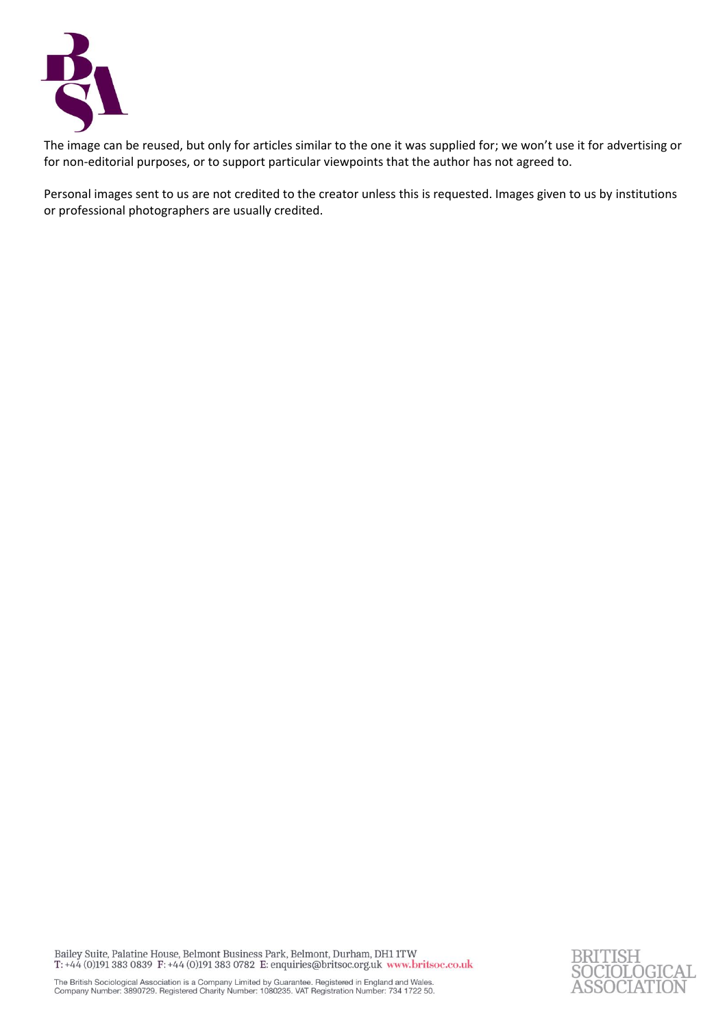The image can be reused, but only for articles similar to the one it was supplied for; we won't use it for advertising or for non-editorial purposes, or to support particular viewpoints that the author has not agreed to.

Personal images sent to us are not credited to the creator unless this is requested. Images given to us by institutions or professional photographers are usually credited.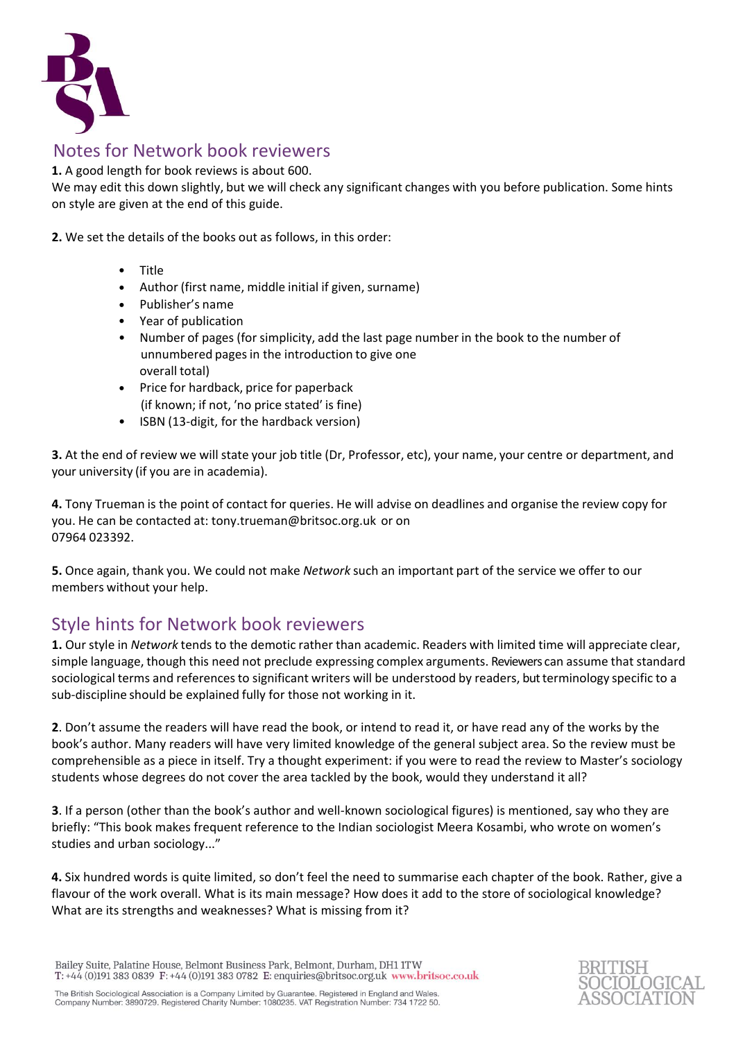## Notes for Network book reviewers

**1.** A good length for book reviews is about 600.
We may edit this down slightly, but we will check any significant changes with you before publication. Some hints on style are given at the end of this guide.

**2.** We set the details of the books out as follows, in this order:

- Title
- Author (first name, middle initial if given, surname)
- Publisher's name
- Year of publication
- Number of pages (for simplicity, add the last page number in the book to the number of unnumbered pages in the introduction to give one overall total)
- Price for hardback, price for paperback (if known; if not, 'no price stated' is fine)
- ISBN (13-digit, for the hardback version)

**3.** At the end of review we will state your job title (Dr, Professor, etc), your name, your centre or department, and your university (if you are in academia).

**4.** Tony Trueman is the point of contact for queries. He will advise on deadlines and organise the review copy for you. He can be contacted at: tony.trueman@britsoc.org.uk or on 07964 023392.

**5.** Once again, thank you. We could not make *Network* such an important part of the service we offer to our members without your help.

## Style hints for Network book reviewers

**1.** Our style in *Network* tends to the demotic rather than academic. Readers with limited time will appreciate clear, simple language, though this need not preclude expressing complex arguments. Reviewers can assume that standard sociological terms and references to significant writers will be understood by readers, but terminology specific to a sub-discipline should be explained fully for those not working in it.

**2**. Don't assume the readers will have read the book, or intend to read it, or have read any of the works by the book's author. Many readers will have very limited knowledge of the general subject area. So the review must be comprehensible as a piece in itself. Try a thought experiment: if you were to read the review to Master's sociology students whose degrees do not cover the area tackled by the book, would they understand it all?

**3**. If a person (other than the book's author and well-known sociological figures) is mentioned, say who they are briefly: "This book makes frequent reference to the Indian sociologist Meera Kosambi, who wrote on women's studies and urban sociology..."

**4.** Six hundred words is quite limited, so don't feel the need to summarise each chapter of the book. Rather, give a flavour of the work overall. What is its main message? How does it add to the store of sociological knowledge? What are its strengths and weaknesses? What is missing from it?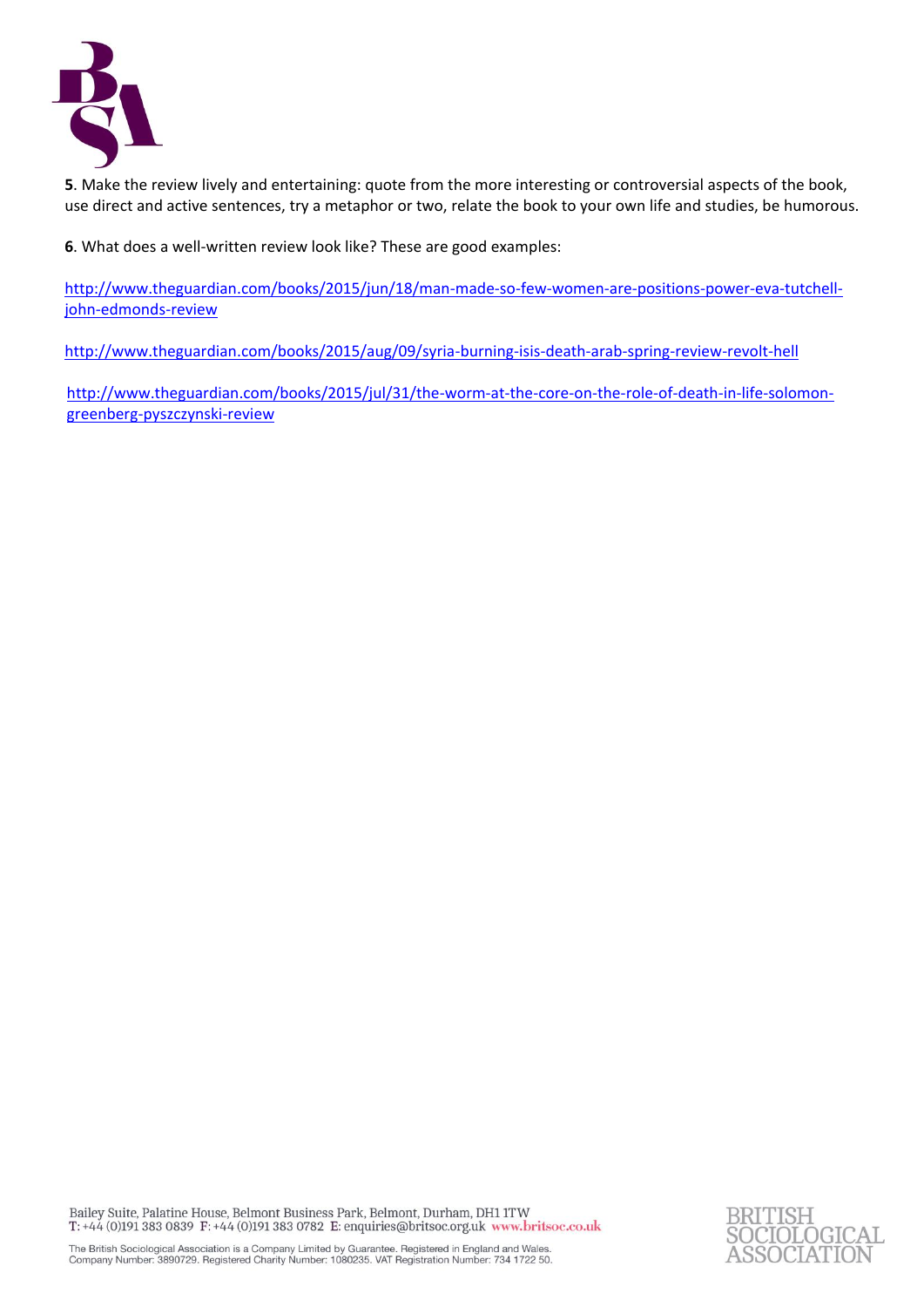**5**. Make the review lively and entertaining: quote from the more interesting or controversial aspects of the book, use direct and active sentences, try a metaphor or two, relate the book to your own life and studies, be humorous.

**6**. What does a well-written review look like? These are good examples:

http://www.theguardian.com/books/2015/jun/18/man-made-so-few-women-are-positions-power-eva-tutchell-john-edmonds-review

http://www.theguardian.com/books/2015/aug/09/syria-burning-isis-death-arab-spring-review-revolt-hell

http://www.theguardian.com/books/2015/jul/31/the-worm-at-the-core-on-the-role-of-death-in-life-solomon-greenberg-pyszczynski-review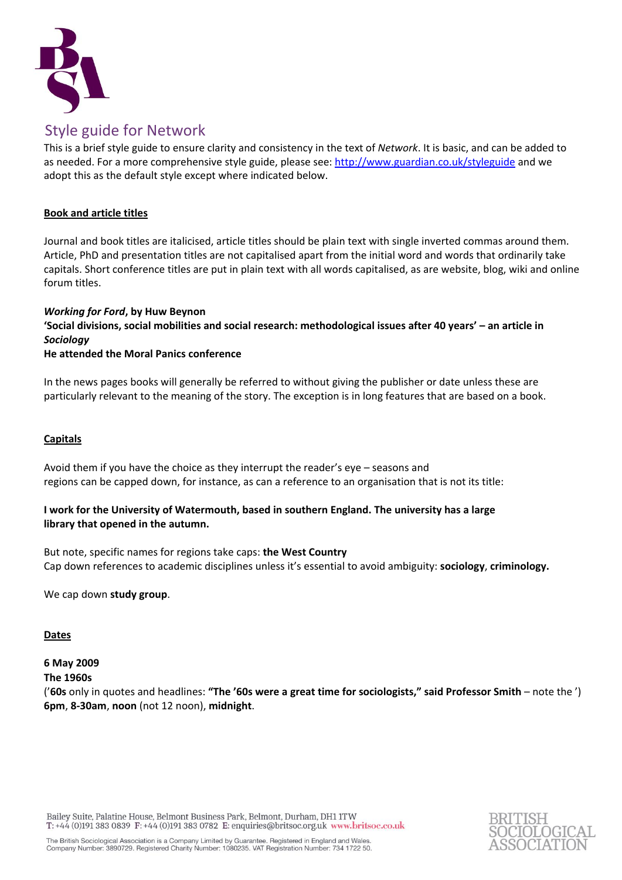## Style guide for Network

This is a brief style guide to ensure clarity and consistency in the text of *Network*. It is basic, and can be added to as needed. For a more comprehensive style guide, please see: http://www.guardian.co.uk/styleguide and we adopt this as the default style except where indicated below.

### Book and article titles

Journal and book titles are italicised, article titles should be plain text with single inverted commas around them. Article, PhD and presentation titles are not capitalised apart from the initial word and words that ordinarily take capitals. Short conference titles are put in plain text with all words capitalised, as are website, blog, wiki and online forum titles.

***Working for Ford*, by Huw Beynon**
**'Social divisions, social mobilities and social research: methodological issues after 40 years' – an article in *Sociology***
**He attended the Moral Panics conference**

In the news pages books will generally be referred to without giving the publisher or date unless these are particularly relevant to the meaning of the story. The exception is in long features that are based on a book.

### Capitals

Avoid them if you have the choice as they interrupt the reader's eye – seasons and regions can be capped down, for instance, as can a reference to an organisation that is not its title:

**I work for the University of Watermouth, based in southern England. The university has a large library that opened in the autumn.**

But note, specific names for regions take caps: **the West Country**
Cap down references to academic disciplines unless it's essential to avoid ambiguity: **sociology**, **criminology.**

We cap down **study group**.

### Dates

**6 May 2009**
**The 1960s**
(**'60s** only in quotes and headlines: **"The '60s were a great time for sociologists," said Professor Smith** – note the ')
**6pm**, **8-30am**, **noon** (not 12 noon), **midnight**.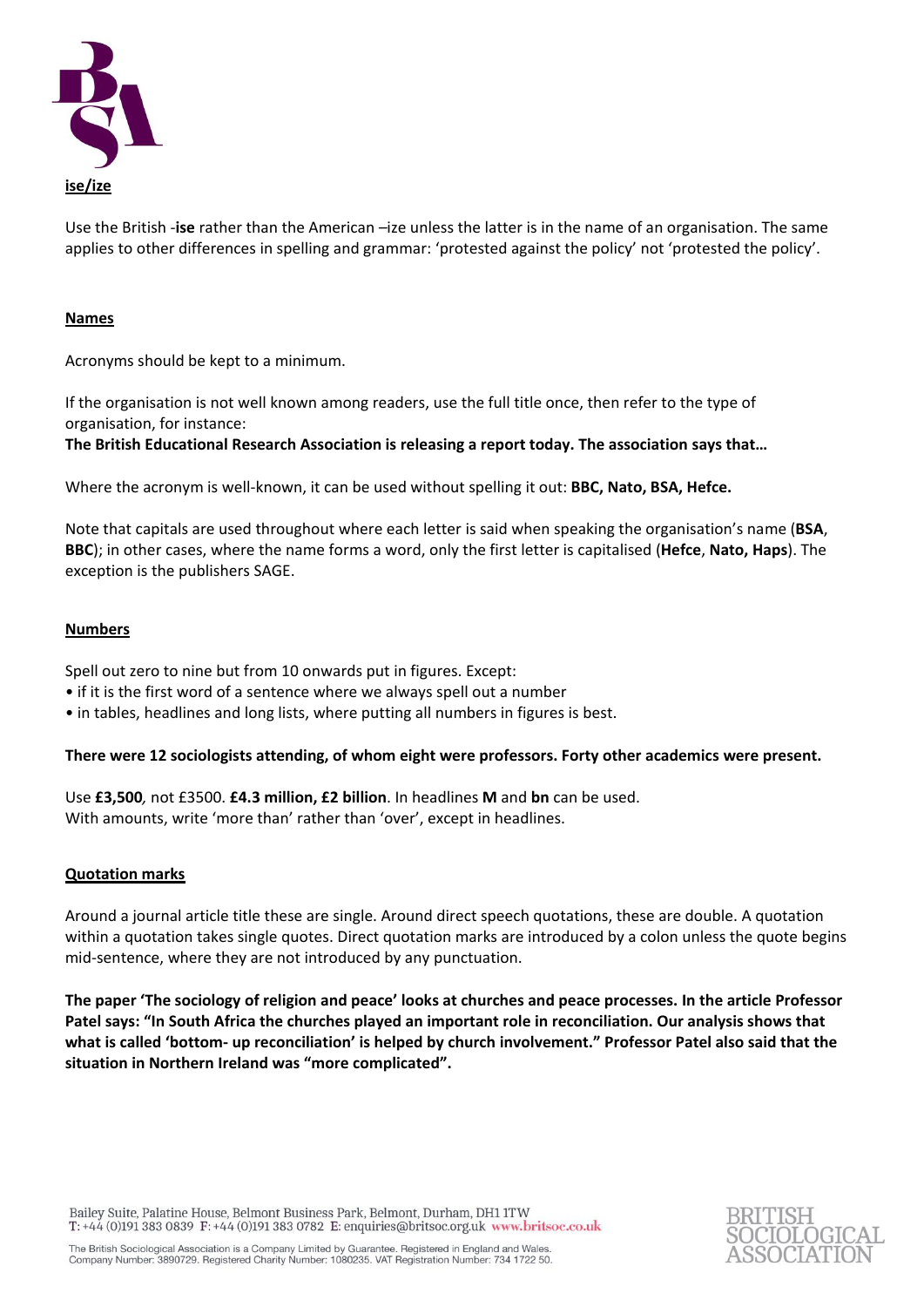## ise/ize

Use the British -**ise** rather than the American –ize unless the latter is in the name of an organisation. The same applies to other differences in spelling and grammar: 'protested against the policy' not 'protested the policy'.

## Names

Acronyms should be kept to a minimum.

If the organisation is not well known among readers, use the full title once, then refer to the type of organisation, for instance:
**The British Educational Research Association is releasing a report today. The association says that…**

Where the acronym is well-known, it can be used without spelling it out: **BBC, Nato, BSA, Hefce.**

Note that capitals are used throughout where each letter is said when speaking the organisation's name (**BSA**, **BBC**); in other cases, where the name forms a word, only the first letter is capitalised (**Hefce**, **Nato, Haps**). The exception is the publishers SAGE.

## Numbers

Spell out zero to nine but from 10 onwards put in figures. Except:

- if it is the first word of a sentence where we always spell out a number
- in tables, headlines and long lists, where putting all numbers in figures is best.

**There were 12 sociologists attending, of whom eight were professors. Forty other academics were present.**

Use **£3,500***,* not £3500. **£4.3 million, £2 billion**. In headlines **M** and **bn** can be used.
With amounts, write 'more than' rather than 'over', except in headlines.

## Quotation marks

Around a journal article title these are single. Around direct speech quotations, these are double. A quotation within a quotation takes single quotes. Direct quotation marks are introduced by a colon unless the quote begins mid-sentence, where they are not introduced by any punctuation.

**The paper 'The sociology of religion and peace' looks at churches and peace processes. In the article Professor Patel says: "In South Africa the churches played an important role in reconciliation. Our analysis shows that what is called 'bottom- up reconciliation' is helped by church involvement." Professor Patel also said that the situation in Northern Ireland was "more complicated".**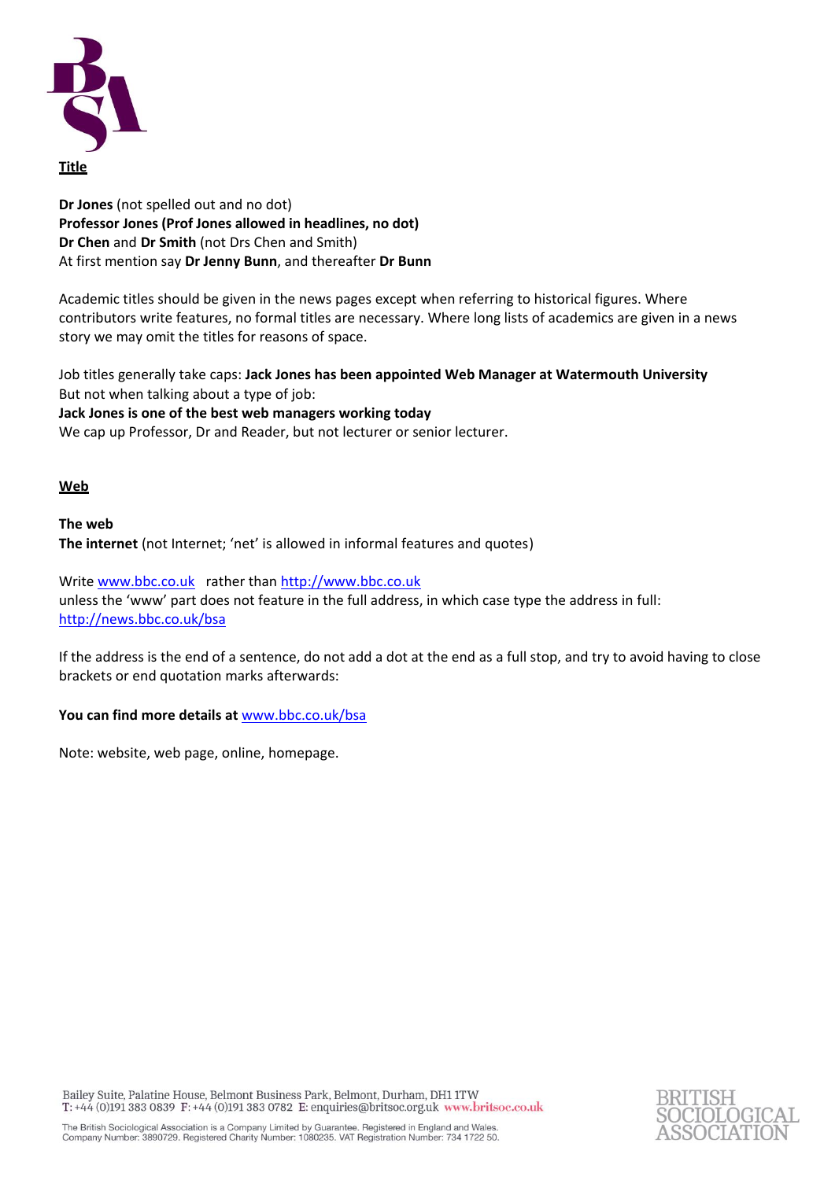**Title**

**Dr Jones** (not spelled out and no dot)
**Professor Jones (Prof Jones allowed in headlines, no dot)**
**Dr Chen** and **Dr Smith** (not Drs Chen and Smith)
At first mention say **Dr Jenny Bunn**, and thereafter **Dr Bunn**

Academic titles should be given in the news pages except when referring to historical figures. Where contributors write features, no formal titles are necessary. Where long lists of academics are given in a news story we may omit the titles for reasons of space.

Job titles generally take caps: **Jack Jones has been appointed Web Manager at Watermouth University**
But not when talking about a type of job:
**Jack Jones is one of the best web managers working today**
We cap up Professor, Dr and Reader, but not lecturer or senior lecturer.

**Web**

**The web**
**The internet** (not Internet; 'net' is allowed in informal features and quotes)

Write www.bbc.co.uk rather than http://www.bbc.co.uk
unless the 'www' part does not feature in the full address, in which case type the address in full:
http://news.bbc.co.uk/bsa

If the address is the end of a sentence, do not add a dot at the end as a full stop, and try to avoid having to close brackets or end quotation marks afterwards:

**You can find more details at** www.bbc.co.uk/bsa

Note: website, web page, online, homepage.